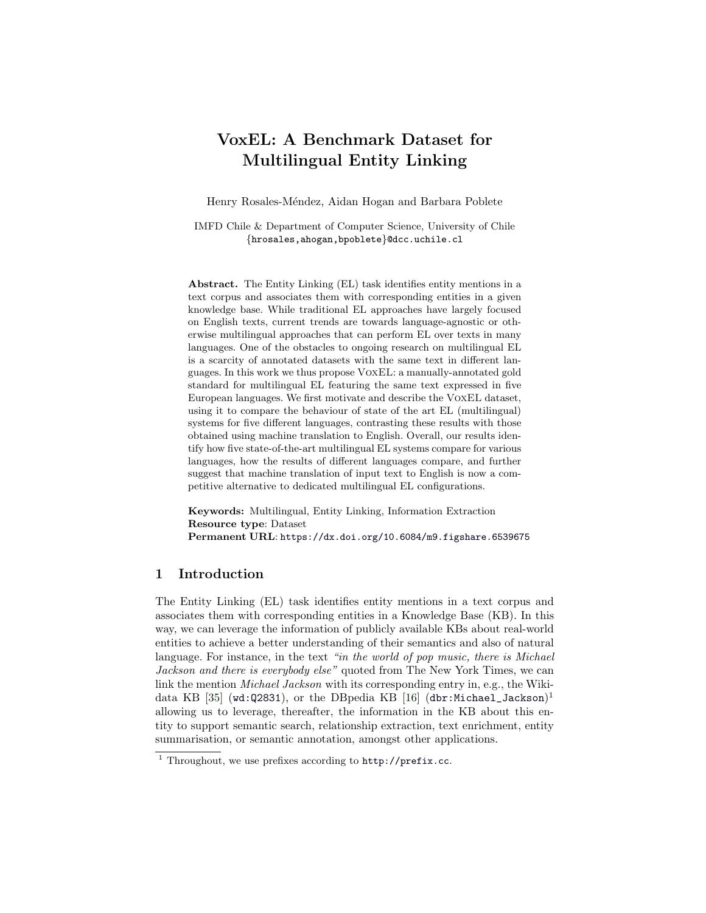# VoxEL: A Benchmark Dataset for Multilingual Entity Linking

Henry Rosales-Méndez, Aidan Hogan and Barbara Poblete

IMFD Chile & Department of Computer Science, University of Chile
{hrosales,ahogan,bpoblete}@dcc.uchile.cl

**Abstract.** The Entity Linking (EL) task identifies entity mentions in a text corpus and associates them with corresponding entities in a given knowledge base. While traditional EL approaches have largely focused on English texts, current trends are towards language-agnostic or otherwise multilingual approaches that can perform EL over texts in many languages. One of the obstacles to ongoing research on multilingual EL is a scarcity of annotated datasets with the same text in different languages. In this work we thus propose VoxEL: a manually-annotated gold standard for multilingual EL featuring the same text expressed in five European languages. We first motivate and describe the VoxEL dataset, using it to compare the behaviour of state of the art EL (multilingual) systems for five different languages, contrasting these results with those obtained using machine translation to English. Overall, our results identify how five state-of-the-art multilingual EL systems compare for various languages, how the results of different languages compare, and further suggest that machine translation of input text to English is now a competitive alternative to dedicated multilingual EL configurations.

**Keywords:** Multilingual, Entity Linking, Information Extraction
**Resource type**: Dataset
**Permanent URL**: https://dx.doi.org/10.6084/m9.figshare.6539675

## 1 Introduction

The Entity Linking (EL) task identifies entity mentions in a text corpus and associates them with corresponding entities in a Knowledge Base (KB). In this way, we can leverage the information of publicly available KBs about real-world entities to achieve a better understanding of their semantics and also of natural language. For instance, in the text *"in the world of pop music, there is Michael Jackson and there is everybody else"* quoted from The New York Times, we can link the mention *Michael Jackson* with its corresponding entry in, e.g., the Wikidata KB [35] (`wd:Q2831`), or the DBpedia KB [16] (`dbr:Michael_Jackson`)[1] allowing us to leverage, thereafter, the information in the KB about this entity to support semantic search, relationship extraction, text enrichment, entity summarisation, or semantic annotation, amongst other applications.

[1] Throughout, we use prefixes according to http://prefix.cc.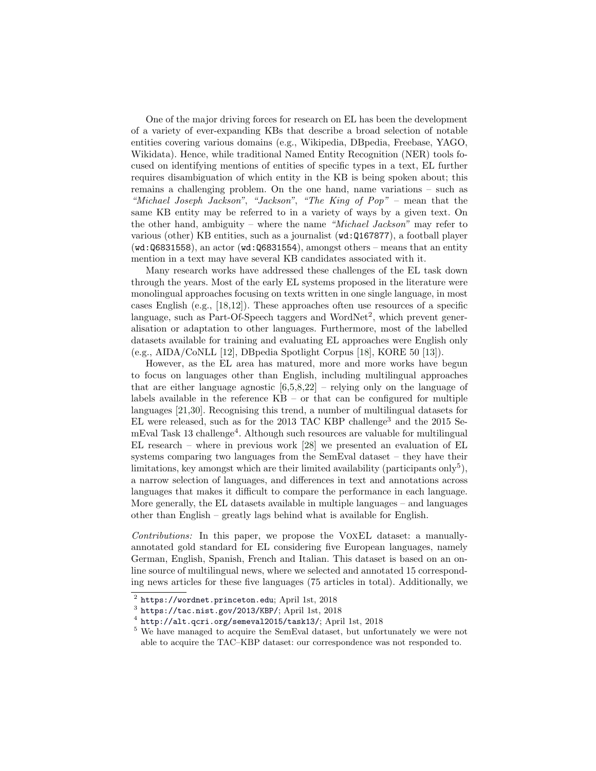One of the major driving forces for research on EL has been the development of a variety of ever-expanding KBs that describe a broad selection of notable entities covering various domains (e.g., Wikipedia, DBpedia, Freebase, YAGO, Wikidata). Hence, while traditional Named Entity Recognition (NER) tools focused on identifying mentions of entities of specific types in a text, EL further requires disambiguation of which entity in the KB is being spoken about; this remains a challenging problem. On the one hand, name variations – such as *"Michael Joseph Jackson"*, *"Jackson"*, *"The King of Pop"* – mean that the same KB entity may be referred to in a variety of ways by a given text. On the other hand, ambiguity – where the name *"Michael Jackson"* may refer to various (other) KB entities, such as a journalist (`wd:Q167877`), a football player (`wd:Q6831558`), an actor (`wd:Q6831554`), amongst others – means that an entity mention in a text may have several KB candidates associated with it.

Many research works have addressed these challenges of the EL task down through the years. Most of the early EL systems proposed in the literature were monolingual approaches focusing on texts written in one single language, in most cases English (e.g., [18,12]). These approaches often use resources of a specific language, such as Part-Of-Speech taggers and WordNet[2], which prevent generalisation or adaptation to other languages. Furthermore, most of the labelled datasets available for training and evaluating EL approaches were English only (e.g., AIDA/CoNLL [12], DBpedia Spotlight Corpus [18], KORE 50 [13]).

However, as the EL area has matured, more and more works have begun to focus on languages other than English, including multilingual approaches that are either language agnostic [6,5,8,22] – relying only on the language of labels available in the reference KB – or that can be configured for multiple languages [21,30]. Recognising this trend, a number of multilingual datasets for EL were released, such as for the 2013 TAC KBP challenge[3] and the 2015 SemEval Task 13 challenge[4]. Although such resources are valuable for multilingual EL research – where in previous work [28] we presented an evaluation of EL systems comparing two languages from the SemEval dataset – they have their limitations, key amongst which are their limited availability (participants only[5]), a narrow selection of languages, and differences in text and annotations across languages that makes it difficult to compare the performance in each language. More generally, the EL datasets available in multiple languages – and languages other than English – greatly lags behind what is available for English.

*Contributions:* In this paper, we propose the VoxEL dataset: a manually-annotated gold standard for EL considering five European languages, namely German, English, Spanish, French and Italian. This dataset is based on an online source of multilingual news, where we selected and annotated 15 corresponding news articles for these five languages (75 articles in total). Additionally, we

[2] https://wordnet.princeton.edu; April 1st, 2018

[3] https://tac.nist.gov/2013/KBP/; April 1st, 2018

[4] http://alt.qcri.org/semeval2015/task13/; April 1st, 2018

[5] We have managed to acquire the SemEval dataset, but unfortunately we were not able to acquire the TAC–KBP dataset: our correspondence was not responded to.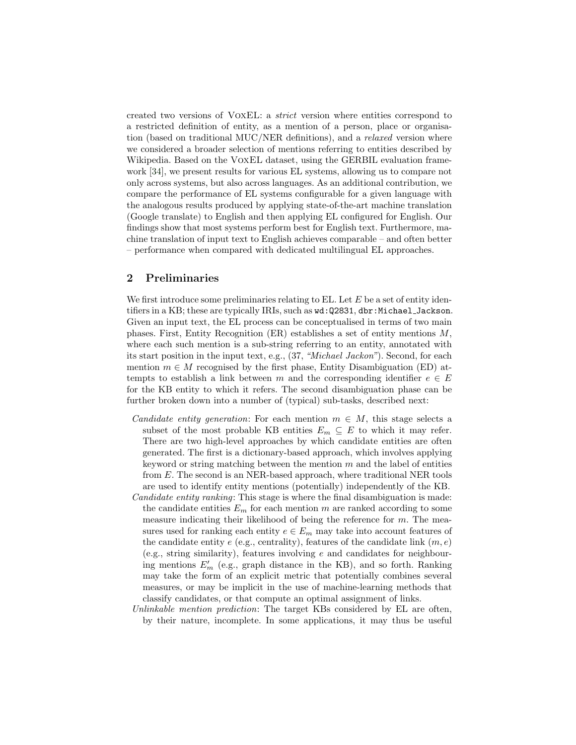created two versions of VoxEL: a *strict* version where entities correspond to a restricted definition of entity, as a mention of a person, place or organisation (based on traditional MUC/NER definitions), and a *relaxed* version where we considered a broader selection of mentions referring to entities described by Wikipedia. Based on the VoxEL dataset, using the GERBIL evaluation framework [34], we present results for various EL systems, allowing us to compare not only across systems, but also across languages. As an additional contribution, we compare the performance of EL systems configurable for a given language with the analogous results produced by applying state-of-the-art machine translation (Google translate) to English and then applying EL configured for English. Our findings show that most systems perform best for English text. Furthermore, machine translation of input text to English achieves comparable – and often better – performance when compared with dedicated multilingual EL approaches.

## 2 Preliminaries

We first introduce some preliminaries relating to EL. Let $E$ be a set of entity identifiers in a KB; these are typically IRIs, such as `wd:Q2831`, `dbr:Michael_Jackson`. Given an input text, the EL process can be conceptualised in terms of two main phases. First, Entity Recognition (ER) establishes a set of entity mentions $M$, where each such mention is a sub-string referring to an entity, annotated with its start position in the input text, e.g., (37, *"Michael Jackon"*). Second, for each mention $m \in M$ recognised by the first phase, Entity Disambiguation (ED) attempts to establish a link between $m$ and the corresponding identifier $e \in E$ for the KB entity to which it refers. The second disambiguation phase can be further broken down into a number of (typical) sub-tasks, described next:

- *Candidate entity generation*: For each mention $m \in M$, this stage selects a subset of the most probable KB entities $E_m \subseteq E$ to which it may refer. There are two high-level approaches by which candidate entities are often generated. The first is a dictionary-based approach, which involves applying keyword or string matching between the mention $m$ and the label of entities from $E$. The second is an NER-based approach, where traditional NER tools are used to identify entity mentions (potentially) independently of the KB.
- *Candidate entity ranking*: This stage is where the final disambiguation is made: the candidate entities $E_m$ for each mention $m$ are ranked according to some measure indicating their likelihood of being the reference for $m$. The measures used for ranking each entity $e \in E_m$ may take into account features of the candidate entity $e$ (e.g., centrality), features of the candidate link $(m, e)$ (e.g., string similarity), features involving $e$ and candidates for neighbouring mentions $E'_m$ (e.g., graph distance in the KB), and so forth. Ranking may take the form of an explicit metric that potentially combines several measures, or may be implicit in the use of machine-learning methods that classify candidates, or that compute an optimal assignment of links.
- *Unlinkable mention prediction*: The target KBs considered by EL are often, by their nature, incomplete. In some applications, it may thus be useful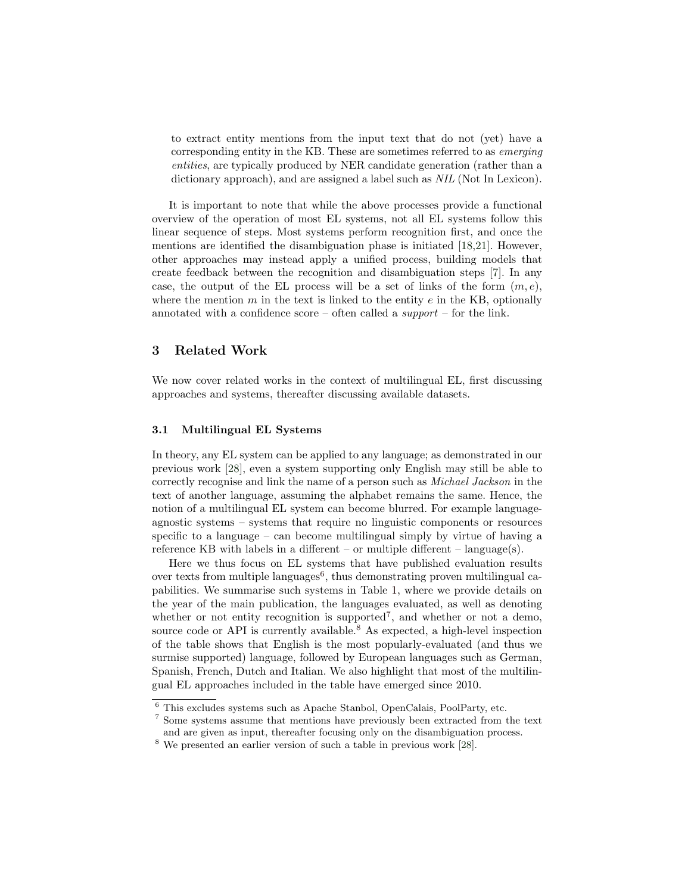to extract entity mentions from the input text that do not (yet) have a corresponding entity in the KB. These are sometimes referred to as *emerging entities*, are typically produced by NER candidate generation (rather than a dictionary approach), and are assigned a label such as *NIL* (Not In Lexicon).

It is important to note that while the above processes provide a functional overview of the operation of most EL systems, not all EL systems follow this linear sequence of steps. Most systems perform recognition first, and once the mentions are identified the disambiguation phase is initiated [18,21]. However, other approaches may instead apply a unified process, building models that create feedback between the recognition and disambiguation steps [7]. In any case, the output of the EL process will be a set of links of the form $(m, e)$, where the mention $m$ in the text is linked to the entity $e$ in the KB, optionally annotated with a confidence score – often called a *support* – for the link.

## 3 Related Work

We now cover related works in the context of multilingual EL, first discussing approaches and systems, thereafter discussing available datasets.

### 3.1 Multilingual EL Systems

In theory, any EL system can be applied to any language; as demonstrated in our previous work [28], even a system supporting only English may still be able to correctly recognise and link the name of a person such as *Michael Jackson* in the text of another language, assuming the alphabet remains the same. Hence, the notion of a multilingual EL system can become blurred. For example language-agnostic systems – systems that require no linguistic components or resources specific to a language – can become multilingual simply by virtue of having a reference KB with labels in a different – or multiple different – language(s).

Here we thus focus on EL systems that have published evaluation results over texts from multiple languages[6], thus demonstrating proven multilingual capabilities. We summarise such systems in Table 1, where we provide details on the year of the main publication, the languages evaluated, as well as denoting whether or not entity recognition is supported[7], and whether or not a demo, source code or API is currently available.[8] As expected, a high-level inspection of the table shows that English is the most popularly-evaluated (and thus we surmise supported) language, followed by European languages such as German, Spanish, French, Dutch and Italian. We also highlight that most of the multilingual EL approaches included in the table have emerged since 2010.

[6] This excludes systems such as Apache Stanbol, OpenCalais, PoolParty, etc.

[7] Some systems assume that mentions have previously been extracted from the text and are given as input, thereafter focusing only on the disambiguation process.

[8] We presented an earlier version of such a table in previous work [28].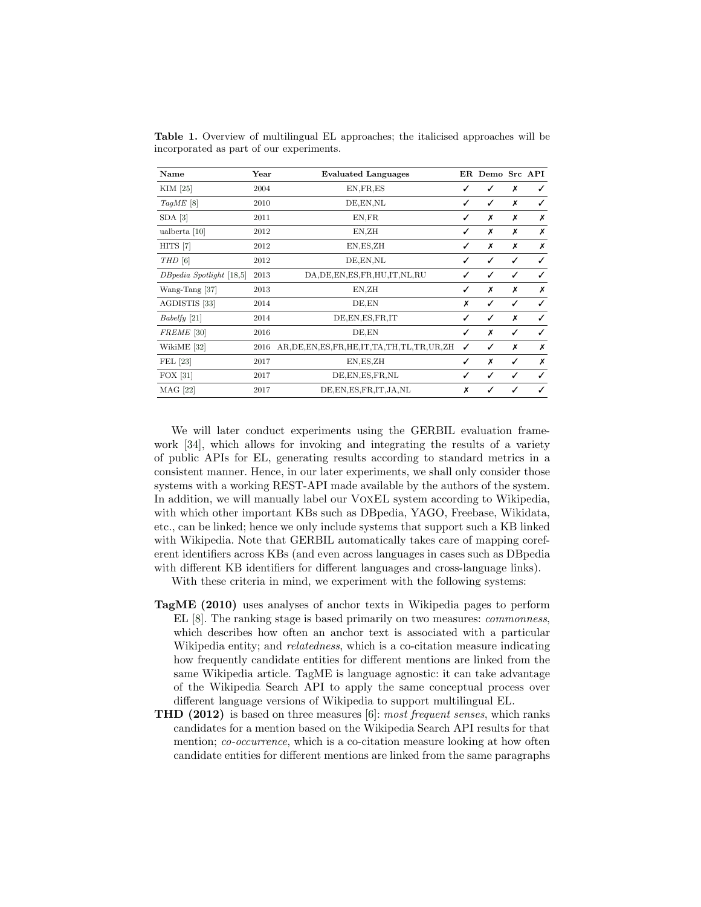**Table 1.** Overview of multilingual EL approaches; the italicised approaches will be incorporated as part of our experiments.

| Name | Year | Evaluated Languages | ER | Demo | Src | API |
|---|---|---|---|---|---|---|
| KIM [25] | 2004 | EN,FR,ES | ✓ | ✓ | ✗ | ✓ |
| *TagME* [8] | 2010 | DE,EN,NL | ✓ | ✓ | ✗ | ✓ |
| SDA [3] | 2011 | EN,FR | ✓ | ✗ | ✗ | ✗ |
| ualberta [10] | 2012 | EN,ZH | ✓ | ✗ | ✗ | ✗ |
| HITS [7] | 2012 | EN,ES,ZH | ✓ | ✗ | ✗ | ✗ |
| *THD* [6] | 2012 | DE,EN,NL | ✓ | ✓ | ✓ | ✓ |
| *DBpedia Spotlight* [18,5] | 2013 | DA,DE,EN,ES,FR,HU,IT,NL,RU | ✓ | ✓ | ✓ | ✓ |
| Wang-Tang [37] | 2013 | EN,ZH | ✓ | ✗ | ✗ | ✗ |
| AGDISTIS [33] | 2014 | DE,EN | ✗ | ✓ | ✓ | ✓ |
| *Babelfy* [21] | 2014 | DE,EN,ES,FR,IT | ✓ | ✓ | ✗ | ✓ |
| *FREME* [30] | 2016 | DE,EN | ✓ | ✗ | ✓ | ✓ |
| WikiME [32] | 2016 | AR,DE,EN,ES,FR,HE,IT,TA,TH,TL,TR,UR,ZH | ✓ | ✓ | ✗ | ✗ |
| FEL [23] | 2017 | EN,ES,ZH | ✓ | ✗ | ✓ | ✗ |
| FOX [31] | 2017 | DE,EN,ES,FR,NL | ✓ | ✓ | ✓ | ✓ |
| MAG [22] | 2017 | DE,EN,ES,FR,IT,JA,NL | ✗ | ✓ | ✓ | ✓ |

We will later conduct experiments using the GERBIL evaluation framework [34], which allows for invoking and integrating the results of a variety of public APIs for EL, generating results according to standard metrics in a consistent manner. Hence, in our later experiments, we shall only consider those systems with a working REST-API made available by the authors of the system. In addition, we will manually label our VoxEL system according to Wikipedia, with which other important KBs such as DBpedia, YAGO, Freebase, Wikidata, etc., can be linked; hence we only include systems that support such a KB linked with Wikipedia. Note that GERBIL automatically takes care of mapping coreferent identifiers across KBs (and even across languages in cases such as DBpedia with different KB identifiers for different languages and cross-language links).

With these criteria in mind, we experiment with the following systems:

- **TagME (2010)** uses analyses of anchor texts in Wikipedia pages to perform EL [8]. The ranking stage is based primarily on two measures: *commonness*, which describes how often an anchor text is associated with a particular Wikipedia entity; and *relatedness*, which is a co-citation measure indicating how frequently candidate entities for different mentions are linked from the same Wikipedia article. TagME is language agnostic: it can take advantage of the Wikipedia Search API to apply the same conceptual process over different language versions of Wikipedia to support multilingual EL.
- **THD (2012)** is based on three measures [6]: *most frequent senses*, which ranks candidates for a mention based on the Wikipedia Search API results for that mention; *co-occurrence*, which is a co-citation measure looking at how often candidate entities for different mentions are linked from the same paragraphs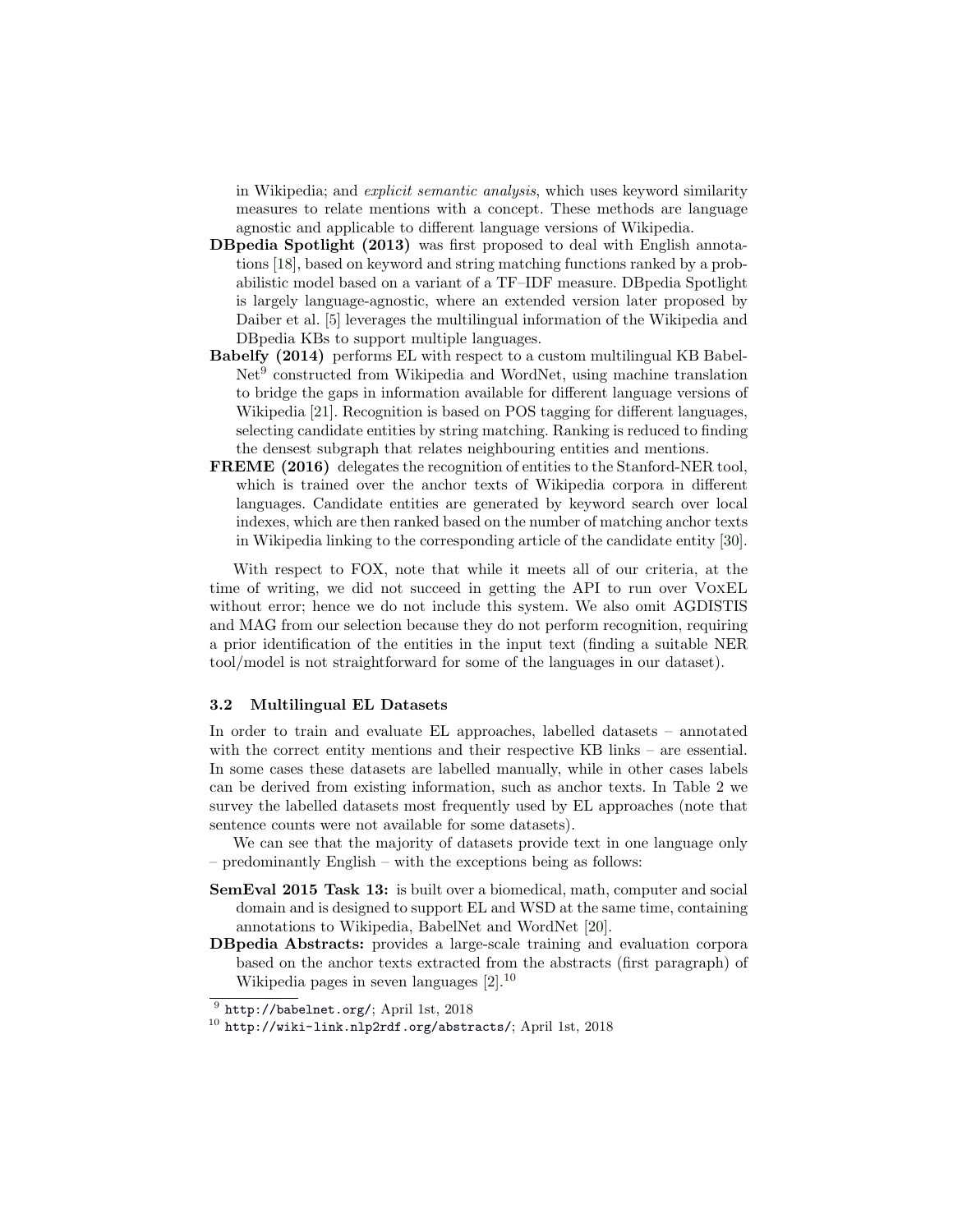in Wikipedia; and *explicit semantic analysis*, which uses keyword similarity measures to relate mentions with a concept. These methods are language agnostic and applicable to different language versions of Wikipedia.

**DBpedia Spotlight (2013)** was first proposed to deal with English annotations [18], based on keyword and string matching functions ranked by a probabilistic model based on a variant of a TF–IDF measure. DBpedia Spotlight is largely language-agnostic, where an extended version later proposed by Daiber et al. [5] leverages the multilingual information of the Wikipedia and DBpedia KBs to support multiple languages.

**Babelfy (2014)** performs EL with respect to a custom multilingual KB BabelNet[9] constructed from Wikipedia and WordNet, using machine translation to bridge the gaps in information available for different language versions of Wikipedia [21]. Recognition is based on POS tagging for different languages, selecting candidate entities by string matching. Ranking is reduced to finding the densest subgraph that relates neighbouring entities and mentions.

**FREME (2016)** delegates the recognition of entities to the Stanford-NER tool, which is trained over the anchor texts of Wikipedia corpora in different languages. Candidate entities are generated by keyword search over local indexes, which are then ranked based on the number of matching anchor texts in Wikipedia linking to the corresponding article of the candidate entity [30].

With respect to FOX, note that while it meets all of our criteria, at the time of writing, we did not succeed in getting the API to run over VoxEL without error; hence we do not include this system. We also omit AGDISTIS and MAG from our selection because they do not perform recognition, requiring a prior identification of the entities in the input text (finding a suitable NER tool/model is not straightforward for some of the languages in our dataset).

### 3.2 Multilingual EL Datasets

In order to train and evaluate EL approaches, labelled datasets – annotated with the correct entity mentions and their respective KB links – are essential. In some cases these datasets are labelled manually, while in other cases labels can be derived from existing information, such as anchor texts. In Table 2 we survey the labelled datasets most frequently used by EL approaches (note that sentence counts were not available for some datasets).

We can see that the majority of datasets provide text in one language only – predominantly English – with the exceptions being as follows:

**SemEval 2015 Task 13:** is built over a biomedical, math, computer and social domain and is designed to support EL and WSD at the same time, containing annotations to Wikipedia, BabelNet and WordNet [20].

**DBpedia Abstracts:** provides a large-scale training and evaluation corpora based on the anchor texts extracted from the abstracts (first paragraph) of Wikipedia pages in seven languages [2].[10]

[9] http://babelnet.org/; April 1st, 2018

[10] http://wiki-link.nlp2rdf.org/abstracts/; April 1st, 2018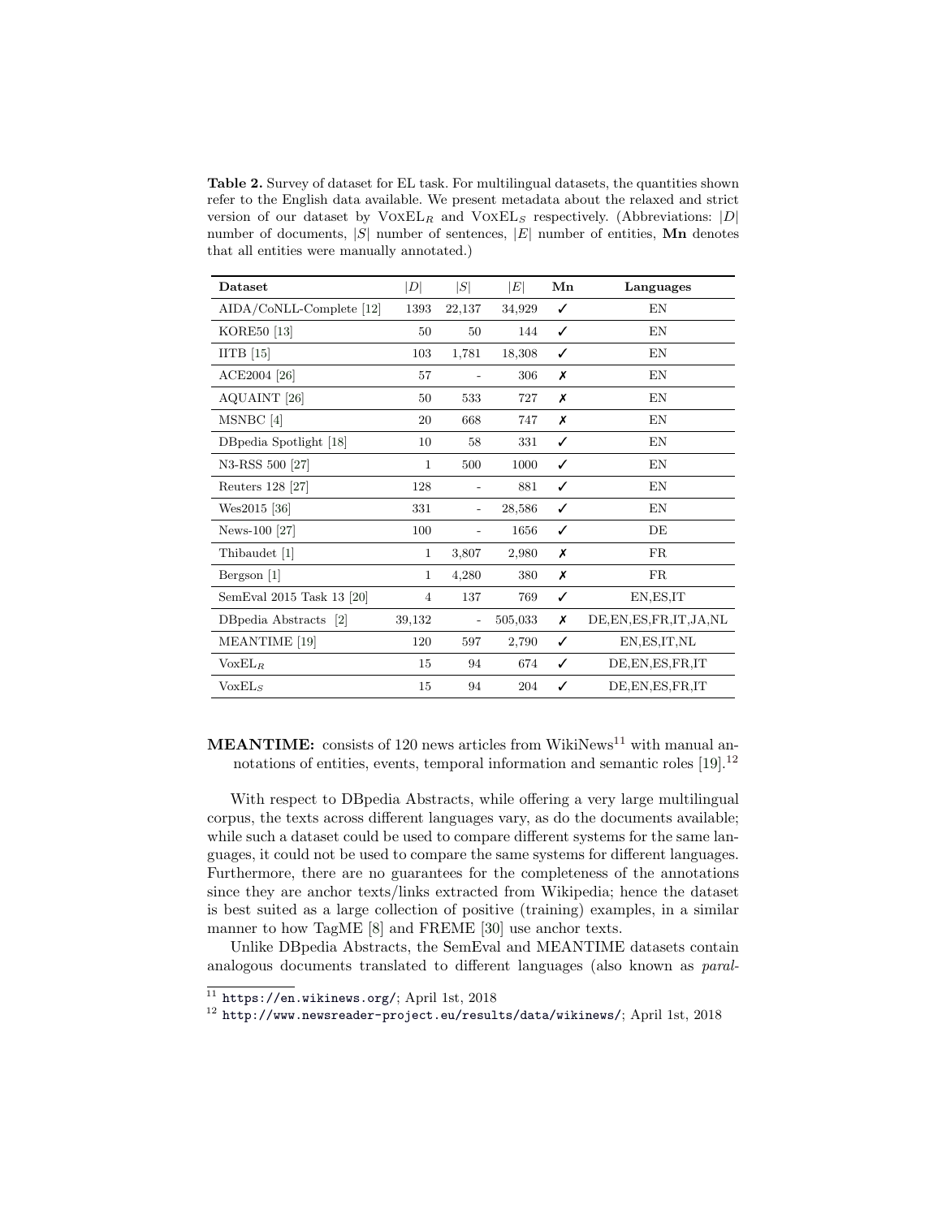**Table 2.** Survey of dataset for EL task. For multilingual datasets, the quantities shown refer to the English data available. We present metadata about the relaxed and strict version of our dataset by $\text{VoxEL}_R$ and $\text{VoxEL}_S$ respectively. (Abbreviations: $|D|$ number of documents, $|S|$ number of sentences, $|E|$ number of entities, **Mn** denotes that all entities were manually annotated.)

| Dataset | $\|D\|$ | $\|S\|$ | $\|E\|$ | Mn | Languages |
|---|---|---|---|---|---|
| AIDA/CoNLL-Complete [12] | 1393 | 22,137 | 34,929 | ✓ | EN |
| KORE50 [13] | 50 | 50 | 144 | ✓ | EN |
| IITB [15] | 103 | 1,781 | 18,308 | ✓ | EN |
| ACE2004 [26] | 57 | - | 306 | ✗ | EN |
| AQUAINT [26] | 50 | 533 | 727 | ✗ | EN |
| MSNBC [4] | 20 | 668 | 747 | ✗ | EN |
| DBpedia Spotlight [18] | 10 | 58 | 331 | ✓ | EN |
| N3-RSS 500 [27] | 1 | 500 | 1000 | ✓ | EN |
| Reuters 128 [27] | 128 | - | 881 | ✓ | EN |
| Wes2015 [36] | 331 | - | 28,586 | ✓ | EN |
| News-100 [27] | 100 | - | 1656 | ✓ | DE |
| Thibaudet [1] | 1 | 3,807 | 2,980 | ✗ | FR |
| Bergson [1] | 1 | 4,280 | 380 | ✗ | FR |
| SemEval 2015 Task 13 [20] | 4 | 137 | 769 | ✓ | EN,ES,IT |
| DBpedia Abstracts [2] | 39,132 | - | 505,033 | ✗ | DE,EN,ES,FR,IT,JA,NL |
| MEANTIME [19] | 120 | 597 | 2,790 | ✓ | EN,ES,IT,NL |
| $\text{VoxEL}_R$ | 15 | 94 | 674 | ✓ | DE,EN,ES,FR,IT |
| $\text{VoxEL}_S$ | 15 | 94 | 204 | ✓ | DE,EN,ES,FR,IT |

**MEANTIME:** consists of 120 news articles from WikiNews[11] with manual annotations of entities, events, temporal information and semantic roles [19].[12]

With respect to DBpedia Abstracts, while offering a very large multilingual corpus, the texts across different languages vary, as do the documents available; while such a dataset could be used to compare different systems for the same languages, it could not be used to compare the same systems for different languages. Furthermore, there are no guarantees for the completeness of the annotations since they are anchor texts/links extracted from Wikipedia; hence the dataset is best suited as a large collection of positive (training) examples, in a similar manner to how TagME [8] and FREME [30] use anchor texts.

Unlike DBpedia Abstracts, the SemEval and MEANTIME datasets contain analogous documents translated to different languages (also known as *paral-*

[11] `https://en.wikinews.org/`; April 1st, 2018

[12] `http://www.newsreader-project.eu/results/data/wikinews/`; April 1st, 2018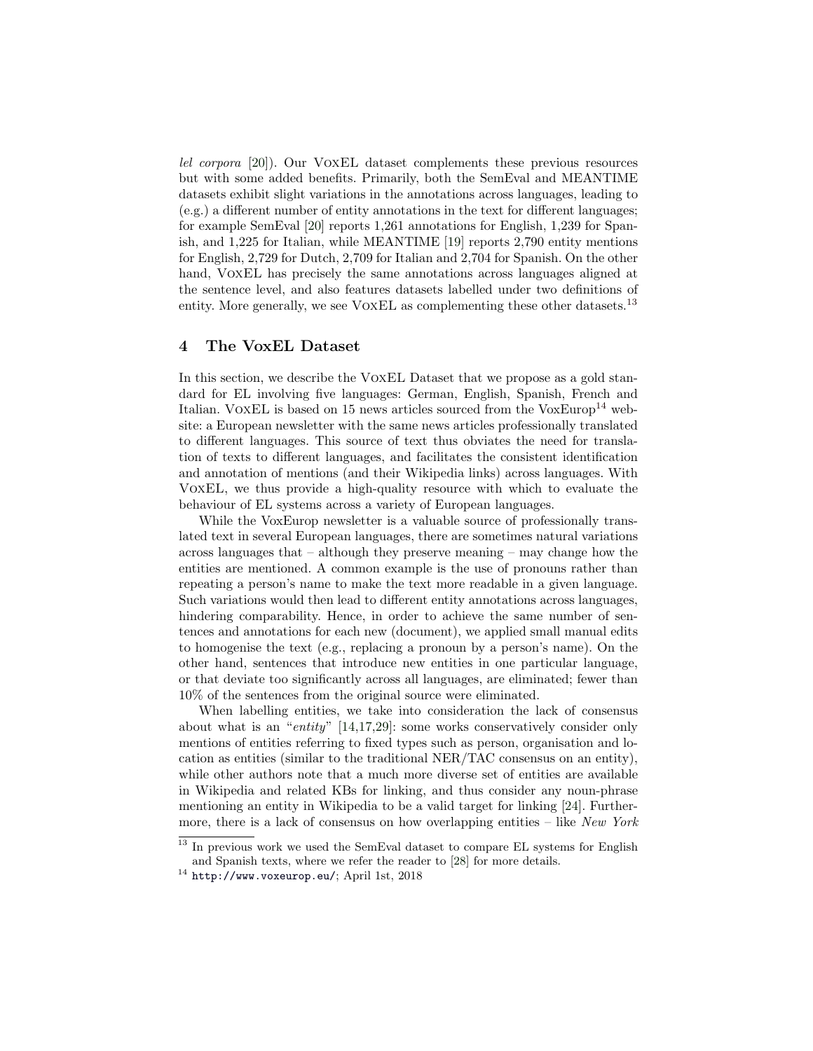*lel corpora* [20]). Our VoxEL dataset complements these previous resources but with some added benefits. Primarily, both the SemEval and MEANTIME datasets exhibit slight variations in the annotations across languages, leading to (e.g.) a different number of entity annotations in the text for different languages; for example SemEval [20] reports 1,261 annotations for English, 1,239 for Spanish, and 1,225 for Italian, while MEANTIME [19] reports 2,790 entity mentions for English, 2,729 for Dutch, 2,709 for Italian and 2,704 for Spanish. On the other hand, VoxEL has precisely the same annotations across languages aligned at the sentence level, and also features datasets labelled under two definitions of entity. More generally, we see VoxEL as complementing these other datasets.[13]

## 4 The VoxEL Dataset

In this section, we describe the VoxEL Dataset that we propose as a gold standard for EL involving five languages: German, English, Spanish, French and Italian. VoxEL is based on 15 news articles sourced from the VoxEurop[14] website: a European newsletter with the same news articles professionally translated to different languages. This source of text thus obviates the need for translation of texts to different languages, and facilitates the consistent identification and annotation of mentions (and their Wikipedia links) across languages. With VoxEL, we thus provide a high-quality resource with which to evaluate the behaviour of EL systems across a variety of European languages.

While the VoxEurop newsletter is a valuable source of professionally translated text in several European languages, there are sometimes natural variations across languages that – although they preserve meaning – may change how the entities are mentioned. A common example is the use of pronouns rather than repeating a person's name to make the text more readable in a given language. Such variations would then lead to different entity annotations across languages, hindering comparability. Hence, in order to achieve the same number of sentences and annotations for each new (document), we applied small manual edits to homogenise the text (e.g., replacing a pronoun by a person's name). On the other hand, sentences that introduce new entities in one particular language, or that deviate too significantly across all languages, are eliminated; fewer than 10% of the sentences from the original source were eliminated.

When labelling entities, we take into consideration the lack of consensus about what is an "*entity*" [14,17,29]: some works conservatively consider only mentions of entities referring to fixed types such as person, organisation and location as entities (similar to the traditional NER/TAC consensus on an entity), while other authors note that a much more diverse set of entities are available in Wikipedia and related KBs for linking, and thus consider any noun-phrase mentioning an entity in Wikipedia to be a valid target for linking [24]. Furthermore, there is a lack of consensus on how overlapping entities – like *New York*

[13] In previous work we used the SemEval dataset to compare EL systems for English and Spanish texts, where we refer the reader to [28] for more details.

[14] http://www.voxeurop.eu/; April 1st, 2018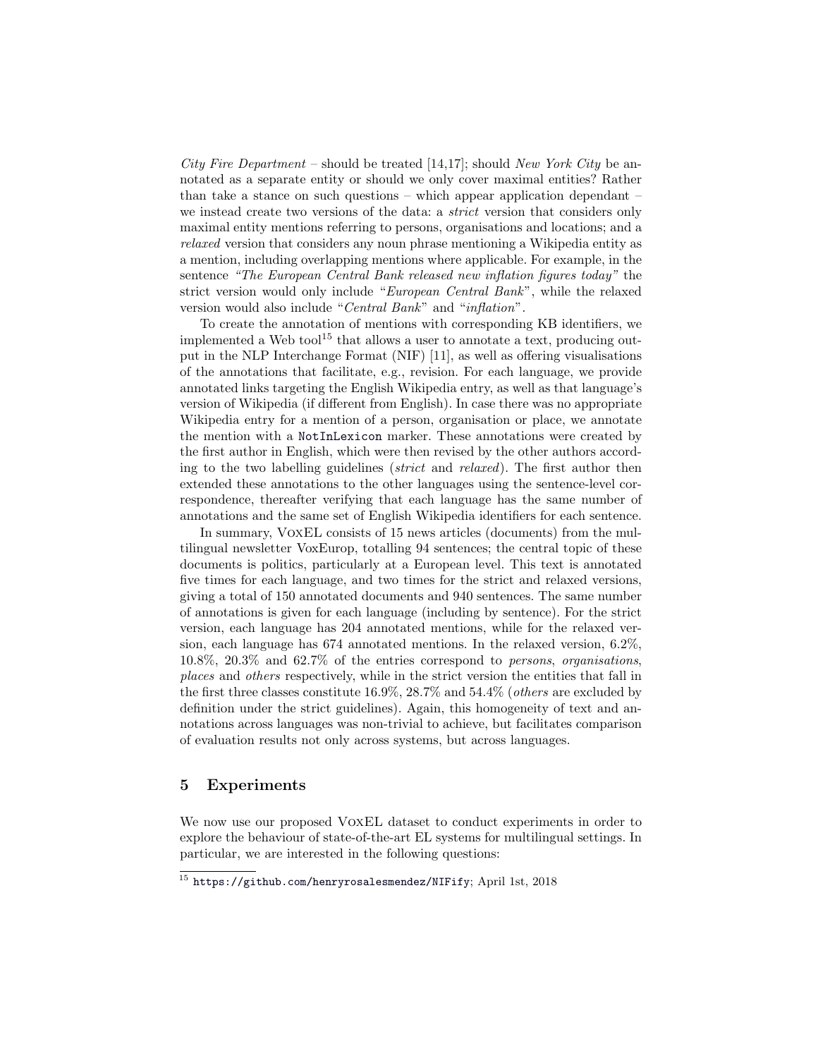*City Fire Department* – should be treated [14,17]; should *New York City* be annotated as a separate entity or should we only cover maximal entities? Rather than take a stance on such questions – which appear application dependant – we instead create two versions of the data: a *strict* version that considers only maximal entity mentions referring to persons, organisations and locations; and a *relaxed* version that considers any noun phrase mentioning a Wikipedia entity as a mention, including overlapping mentions where applicable. For example, in the sentence *"The European Central Bank released new inflation figures today"* the strict version would only include "*European Central Bank*", while the relaxed version would also include "*Central Bank*" and "*inflation*".

To create the annotation of mentions with corresponding KB identifiers, we implemented a Web tool[15] that allows a user to annotate a text, producing output in the NLP Interchange Format (NIF) [11], as well as offering visualisations of the annotations that facilitate, e.g., revision. For each language, we provide annotated links targeting the English Wikipedia entry, as well as that language's version of Wikipedia (if different from English). In case there was no appropriate Wikipedia entry for a mention of a person, organisation or place, we annotate the mention with a `NotInLexicon` marker. These annotations were created by the first author in English, which were then revised by the other authors according to the two labelling guidelines (*strict* and *relaxed*). The first author then extended these annotations to the other languages using the sentence-level correspondence, thereafter verifying that each language has the same number of annotations and the same set of English Wikipedia identifiers for each sentence.

In summary, VoxEL consists of 15 news articles (documents) from the multilingual newsletter VoxEurop, totalling 94 sentences; the central topic of these documents is politics, particularly at a European level. This text is annotated five times for each language, and two times for the strict and relaxed versions, giving a total of 150 annotated documents and 940 sentences. The same number of annotations is given for each language (including by sentence). For the strict version, each language has 204 annotated mentions, while for the relaxed version, each language has 674 annotated mentions. In the relaxed version, 6.2%, 10.8%, 20.3% and 62.7% of the entries correspond to *persons*, *organisations*, *places* and *others* respectively, while in the strict version the entities that fall in the first three classes constitute 16.9%, 28.7% and 54.4% (*others* are excluded by definition under the strict guidelines). Again, this homogeneity of text and annotations across languages was non-trivial to achieve, but facilitates comparison of evaluation results not only across systems, but across languages.

## 5 Experiments

We now use our proposed VoxEL dataset to conduct experiments in order to explore the behaviour of state-of-the-art EL systems for multilingual settings. In particular, we are interested in the following questions:

[15] `https://github.com/henryrosalesmendez/NIFify`; April 1st, 2018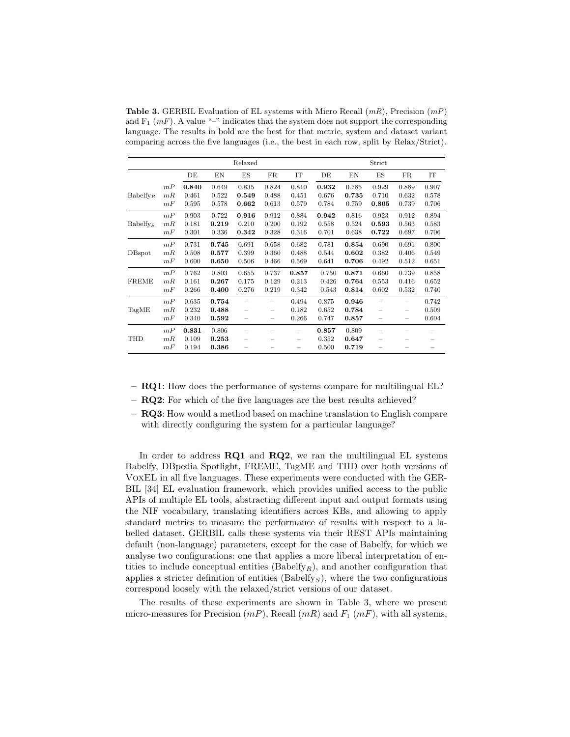**Table 3.** GERBIL Evaluation of EL systems with Micro Recall ($mR$), Precision ($mP$) and $F_1$ ($mF$). A value "–" indicates that the system does not support the corresponding language. The results in bold are the best for that metric, system and dataset variant comparing across the five languages (i.e., the best in each row, split by Relax/Strict).

| | | Relaxed | | | | | Strict | | | | |
|---|---|---|---|---|---|---|---|---|---|---|---|
| | | DE | EN | ES | FR | IT | DE | EN | ES | FR | IT |
| Babelfy$_R$ | $mP$ | **0.840** | 0.649 | 0.835 | 0.824 | 0.810 | **0.932** | 0.785 | 0.929 | 0.889 | 0.907 |
| | $mR$ | 0.461 | 0.522 | **0.549** | 0.488 | 0.451 | 0.676 | **0.735** | 0.710 | 0.632 | 0.578 |
| | $mF$ | 0.595 | 0.578 | **0.662** | 0.613 | 0.579 | 0.784 | 0.759 | **0.805** | 0.739 | 0.706 |
| Babelfy$_S$ | $mP$ | 0.903 | 0.722 | **0.916** | 0.912 | 0.884 | **0.942** | 0.816 | 0.923 | 0.912 | 0.894 |
| | $mR$ | 0.181 | **0.219** | 0.210 | 0.200 | 0.192 | 0.558 | 0.524 | **0.593** | 0.563 | 0.583 |
| | $mF$ | 0.301 | 0.336 | **0.342** | 0.328 | 0.316 | 0.701 | 0.638 | **0.722** | 0.697 | 0.706 |
| DBspot | $mP$ | 0.731 | **0.745** | 0.691 | 0.658 | 0.682 | 0.781 | **0.854** | 0.690 | 0.691 | 0.800 |
| | $mR$ | 0.508 | **0.577** | 0.399 | 0.360 | 0.488 | 0.544 | **0.602** | 0.382 | 0.406 | 0.549 |
| | $mF$ | 0.600 | **0.650** | 0.506 | 0.466 | 0.569 | 0.641 | **0.706** | 0.492 | 0.512 | 0.651 |
| FREME | $mP$ | 0.762 | 0.803 | 0.655 | 0.737 | **0.857** | 0.750 | **0.871** | 0.660 | 0.739 | 0.858 |
| | $mR$ | 0.161 | **0.267** | 0.175 | 0.129 | 0.213 | 0.426 | **0.764** | 0.553 | 0.416 | 0.652 |
| | $mF$ | 0.266 | **0.400** | 0.276 | 0.219 | 0.342 | 0.543 | **0.814** | 0.602 | 0.532 | 0.740 |
| TagME | $mP$ | 0.635 | **0.754** | – | – | 0.494 | 0.875 | **0.946** | – | – | 0.742 |
| | $mR$ | 0.232 | **0.488** | – | – | 0.182 | 0.652 | **0.784** | – | – | 0.509 |
| | $mF$ | 0.340 | **0.592** | – | – | 0.266 | 0.747 | **0.857** | – | – | 0.604 |
| THD | $mP$ | **0.831** | 0.806 | – | – | – | **0.857** | 0.809 | – | – | – |
| | $mR$ | 0.109 | **0.253** | – | – | – | 0.352 | **0.647** | – | – | – |
| | $mF$ | 0.194 | **0.386** | – | – | – | 0.500 | **0.719** | – | – | – |

- **RQ1**: How does the performance of systems compare for multilingual EL?
- **RQ2**: For which of the five languages are the best results achieved?
- **RQ3**: How would a method based on machine translation to English compare with directly configuring the system for a particular language?

In order to address **RQ1** and **RQ2**, we ran the multilingual EL systems Babelfy, DBpedia Spotlight, FREME, TagME and THD over both versions of VoxEL in all five languages. These experiments were conducted with the GERBIL [34] EL evaluation framework, which provides unified access to the public APIs of multiple EL tools, abstracting different input and output formats using the NIF vocabulary, translating identifiers across KBs, and allowing to apply standard metrics to measure the performance of results with respect to a labelled dataset. GERBIL calls these systems via their REST APIs maintaining default (non-language) parameters, except for the case of Babelfy, for which we analyse two configurations: one that applies a more liberal interpretation of entities to include conceptual entities (Babelfy$_R$), and another configuration that applies a stricter definition of entities (Babelfy$_S$), where the two configurations correspond loosely with the relaxed/strict versions of our dataset.

The results of these experiments are shown in Table 3, where we present micro-measures for Precision ($mP$), Recall ($mR$) and $F_1$ ($mF$), with all systems,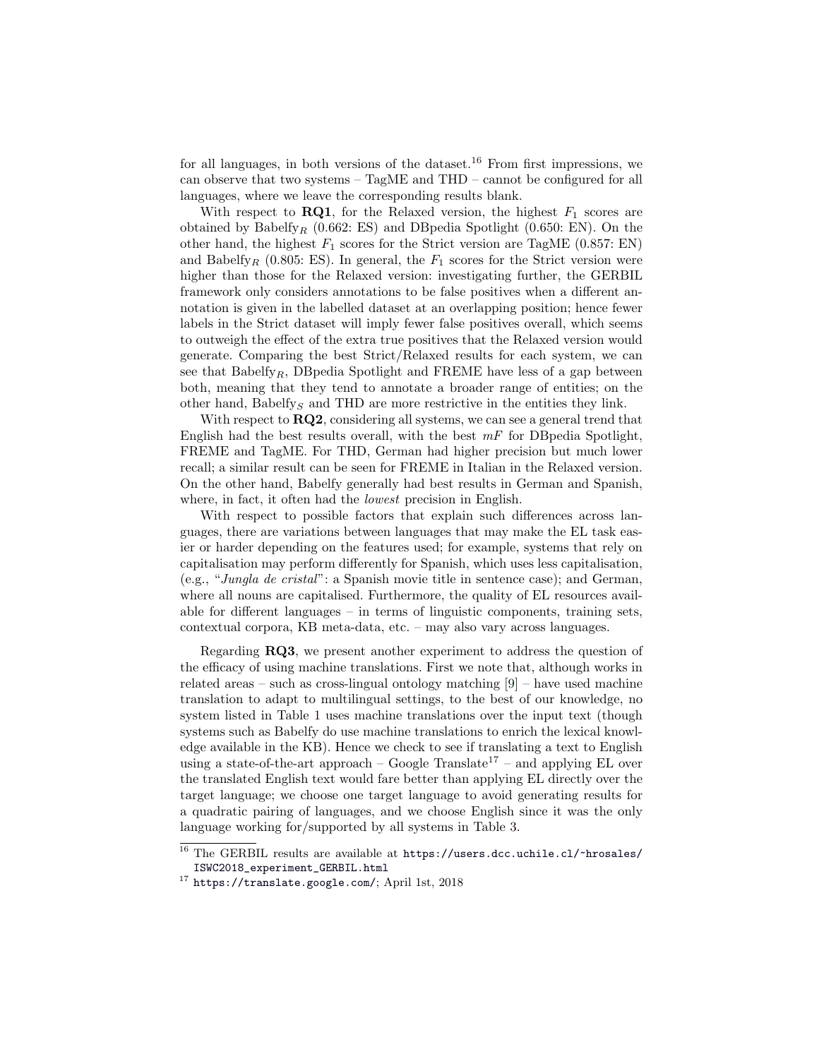for all languages, in both versions of the dataset.[16] From first impressions, we can observe that two systems – TagME and THD – cannot be configured for all languages, where we leave the corresponding results blank.

With respect to **RQ1**, for the Relaxed version, the highest $F_1$ scores are obtained by Babelfy$_R$ (0.662: ES) and DBpedia Spotlight (0.650: EN). On the other hand, the highest $F_1$ scores for the Strict version are TagME (0.857: EN) and Babelfy$_R$ (0.805: ES). In general, the $F_1$ scores for the Strict version were higher than those for the Relaxed version: investigating further, the GERBIL framework only considers annotations to be false positives when a different annotation is given in the labelled dataset at an overlapping position; hence fewer labels in the Strict dataset will imply fewer false positives overall, which seems to outweigh the effect of the extra true positives that the Relaxed version would generate. Comparing the best Strict/Relaxed results for each system, we can see that Babelfy$_R$, DBpedia Spotlight and FREME have less of a gap between both, meaning that they tend to annotate a broader range of entities; on the other hand, Babelfy$_S$ and THD are more restrictive in the entities they link.

With respect to **RQ2**, considering all systems, we can see a general trend that English had the best results overall, with the best *mF* for DBpedia Spotlight, FREME and TagME. For THD, German had higher precision but much lower recall; a similar result can be seen for FREME in Italian in the Relaxed version. On the other hand, Babelfy generally had best results in German and Spanish, where, in fact, it often had the *lowest* precision in English.

With respect to possible factors that explain such differences across languages, there are variations between languages that may make the EL task easier or harder depending on the features used; for example, systems that rely on capitalisation may perform differently for Spanish, which uses less capitalisation, (e.g., "*Jungla de cristal*": a Spanish movie title in sentence case); and German, where all nouns are capitalised. Furthermore, the quality of EL resources available for different languages – in terms of linguistic components, training sets, contextual corpora, KB meta-data, etc. – may also vary across languages.

Regarding **RQ3**, we present another experiment to address the question of the efficacy of using machine translations. First we note that, although works in related areas – such as cross-lingual ontology matching [9] – have used machine translation to adapt to multilingual settings, to the best of our knowledge, no system listed in Table 1 uses machine translations over the input text (though systems such as Babelfy do use machine translations to enrich the lexical knowledge available in the KB). Hence we check to see if translating a text to English using a state-of-the-art approach – Google Translate[17] – and applying EL over the translated English text would fare better than applying EL directly over the target language; we choose one target language to avoid generating results for a quadratic pairing of languages, and we choose English since it was the only language working for/supported by all systems in Table 3.

[16] The GERBIL results are available at `https://users.dcc.uchile.cl/~hrosales/ISWC2018_experiment_GERBIL.html`

[17] `https://translate.google.com/`; April 1st, 2018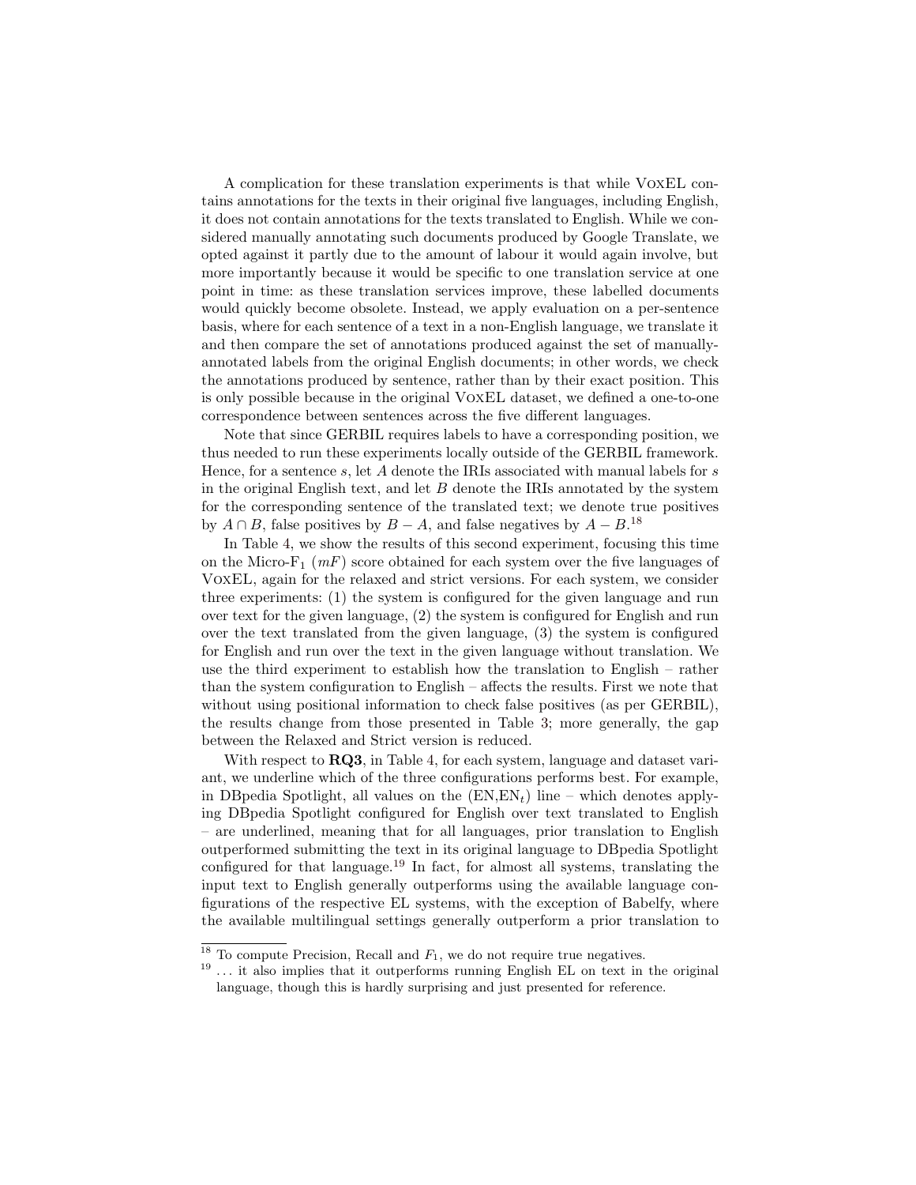A complication for these translation experiments is that while VoxEL contains annotations for the texts in their original five languages, including English, it does not contain annotations for the texts translated to English. While we considered manually annotating such documents produced by Google Translate, we opted against it partly due to the amount of labour it would again involve, but more importantly because it would be specific to one translation service at one point in time: as these translation services improve, these labelled documents would quickly become obsolete. Instead, we apply evaluation on a per-sentence basis, where for each sentence of a text in a non-English language, we translate it and then compare the set of annotations produced against the set of manually-annotated labels from the original English documents; in other words, we check the annotations produced by sentence, rather than by their exact position. This is only possible because in the original VoxEL dataset, we defined a one-to-one correspondence between sentences across the five different languages.

Note that since GERBIL requires labels to have a corresponding position, we thus needed to run these experiments locally outside of the GERBIL framework. Hence, for a sentence $s$, let $A$ denote the IRIs associated with manual labels for $s$ in the original English text, and let $B$ denote the IRIs annotated by the system for the corresponding sentence of the translated text; we denote true positives by $A \cap B$, false positives by $B - A$, and false negatives by $A - B$.[18]

In Table 4, we show the results of this second experiment, focusing this time on the Micro-$F_1$ ($mF$) score obtained for each system over the five languages of VoxEL, again for the relaxed and strict versions. For each system, we consider three experiments: (1) the system is configured for the given language and run over text for the given language, (2) the system is configured for English and run over the text translated from the given language, (3) the system is configured for English and run over the text in the given language without translation. We use the third experiment to establish how the translation to English – rather than the system configuration to English – affects the results. First we note that without using positional information to check false positives (as per GERBIL), the results change from those presented in Table 3; more generally, the gap between the Relaxed and Strict version is reduced.

With respect to **RQ3**, in Table 4, for each system, language and dataset variant, we underline which of the three configurations performs best. For example, in DBpedia Spotlight, all values on the (EN,$\text{EN}_t$) line – which denotes applying DBpedia Spotlight configured for English over text translated to English – are underlined, meaning that for all languages, prior translation to English outperformed submitting the text in its original language to DBpedia Spotlight configured for that language.[19] In fact, for almost all systems, translating the input text to English generally outperforms using the available language configurations of the respective EL systems, with the exception of Babelfy, where the available multilingual settings generally outperform a prior translation to

[18] To compute Precision, Recall and $F_1$, we do not require true negatives.

[19] ... it also implies that it outperforms running English EL on text in the original language, though this is hardly surprising and just presented for reference.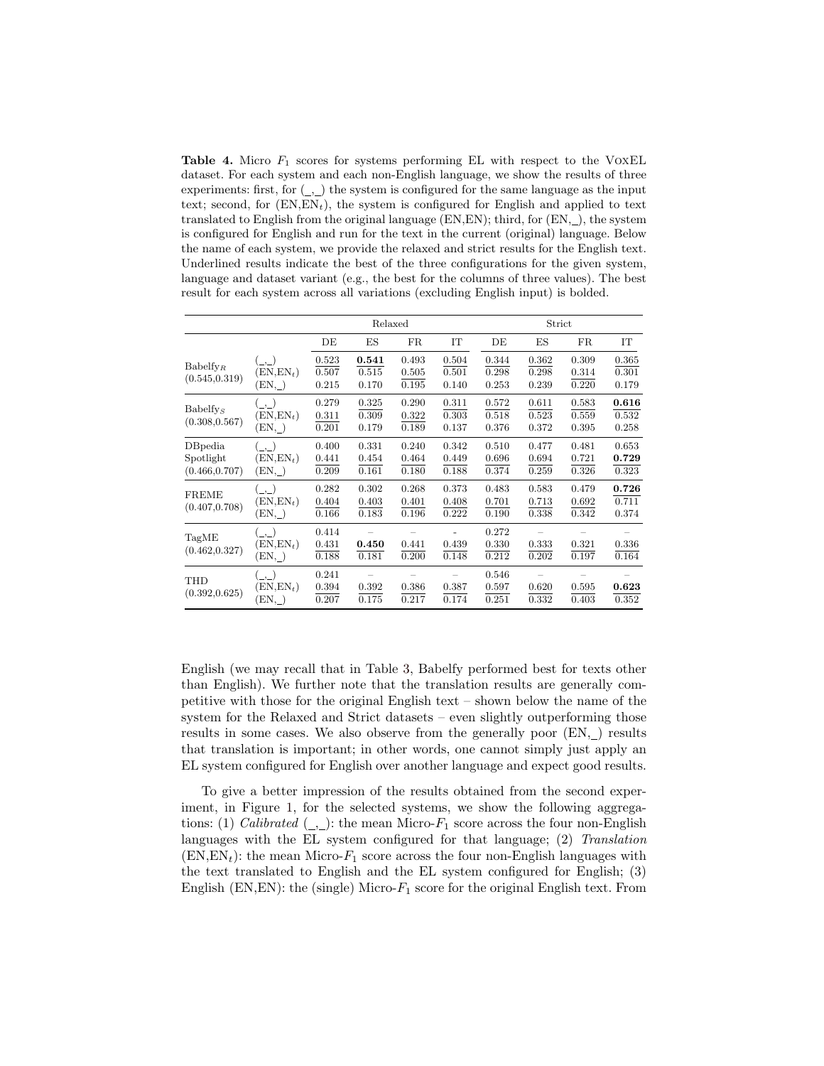**Table 4.** Micro $F_1$ scores for systems performing EL with respect to the VoxEL dataset. For each system and each non-English language, we show the results of three experiments: first, for (_,_) the system is configured for the same language as the input text; second, for (EN,$\text{EN}_t$), the system is configured for English and applied to text translated to English from the original language (EN,EN); third, for (EN,_), the system is configured for English and run for the text in the current (original) language. Below the name of each system, we provide the relaxed and strict results for the English text. Underlined results indicate the best of the three configurations for the given system, language and dataset variant (e.g., the best for the columns of three values). The best result for each system across all variations (excluding English input) is bolded.

| | | Relaxed | | | | Strict | | | |
|---|---|---|---|---|---|---|---|---|---|
| | | DE | ES | FR | IT | DE | ES | FR | IT |
| $\text{Babelfy}_R$ (0.545,0.319) | (_,_) | 0.523 | **0.541** | 0.493 | 0.504 | 0.344 | 0.362 | 0.309 | 0.365 |
| | (EN,$\text{EN}_t$) | 0.507 | 0.515 | 0.505 | 0.501 | 0.298 | 0.298 | 0.314 | 0.301 |
| | (EN,_) | 0.215 | 0.170 | 0.195 | 0.140 | 0.253 | 0.239 | 0.220 | 0.179 |
| $\text{Babelfy}_S$ (0.308,0.567) | (_,_) | 0.279 | 0.325 | 0.290 | 0.311 | 0.572 | 0.611 | 0.583 | **0.616** |
| | (EN,$\text{EN}_t$) | 0.311 | 0.309 | 0.322 | 0.303 | 0.518 | 0.523 | 0.559 | 0.532 |
| | (EN,_) | 0.201 | 0.179 | 0.189 | 0.137 | 0.376 | 0.372 | 0.395 | 0.258 |
| DBpedia Spotlight (0.466,0.707) | (_,_) | 0.400 | 0.331 | 0.240 | 0.342 | 0.510 | 0.477 | 0.481 | 0.653 |
| | (EN,$\text{EN}_t$) | 0.441 | 0.454 | 0.464 | 0.449 | 0.696 | 0.694 | 0.721 | **0.729** |
| | (EN,_) | 0.209 | 0.161 | 0.180 | 0.188 | 0.374 | 0.259 | 0.326 | 0.323 |
| FREME (0.407,0.708) | (_,_) | 0.282 | 0.302 | 0.268 | 0.373 | 0.483 | 0.583 | 0.479 | **0.726** |
| | (EN,$\text{EN}_t$) | 0.404 | 0.403 | 0.401 | 0.408 | 0.701 | 0.713 | 0.692 | 0.711 |
| | (EN,_) | 0.166 | 0.183 | 0.196 | 0.222 | 0.190 | 0.338 | 0.342 | 0.374 |
| TagME (0.462,0.327) | (_,_) | 0.414 | – | – | - | 0.272 | – | – | – |
| | (EN,$\text{EN}_t$) | 0.431 | **0.450** | 0.441 | 0.439 | 0.330 | 0.333 | 0.321 | 0.336 |
| | (EN,_) | 0.188 | 0.181 | 0.200 | 0.148 | 0.212 | 0.202 | 0.197 | 0.164 |
| THD (0.392,0.625) | (_,_) | 0.241 | – | – | – | 0.546 | – | – | – |
| | (EN,$\text{EN}_t$) | 0.394 | 0.392 | 0.386 | 0.387 | 0.597 | 0.620 | 0.595 | **0.623** |
| | (EN,_) | 0.207 | 0.175 | 0.217 | 0.174 | 0.251 | 0.332 | 0.403 | 0.352 |

English (we may recall that in Table 3, Babelfy performed best for texts other than English). We further note that the translation results are generally competitive with those for the original English text – shown below the name of the system for the Relaxed and Strict datasets – even slightly outperforming those results in some cases. We also observe from the generally poor (EN,_) results that translation is important; in other words, one cannot simply just apply an EL system configured for English over another language and expect good results.

To give a better impression of the results obtained from the second experiment, in Figure 1, for the selected systems, we show the following aggregations: (1) *Calibrated* (_,_): the mean Micro-$F_1$ score across the four non-English languages with the EL system configured for that language; (2) *Translation* (EN,$\text{EN}_t$): the mean Micro-$F_1$ score across the four non-English languages with the text translated to English and the EL system configured for English; (3) English (EN,EN): the (single) Micro-$F_1$ score for the original English text. From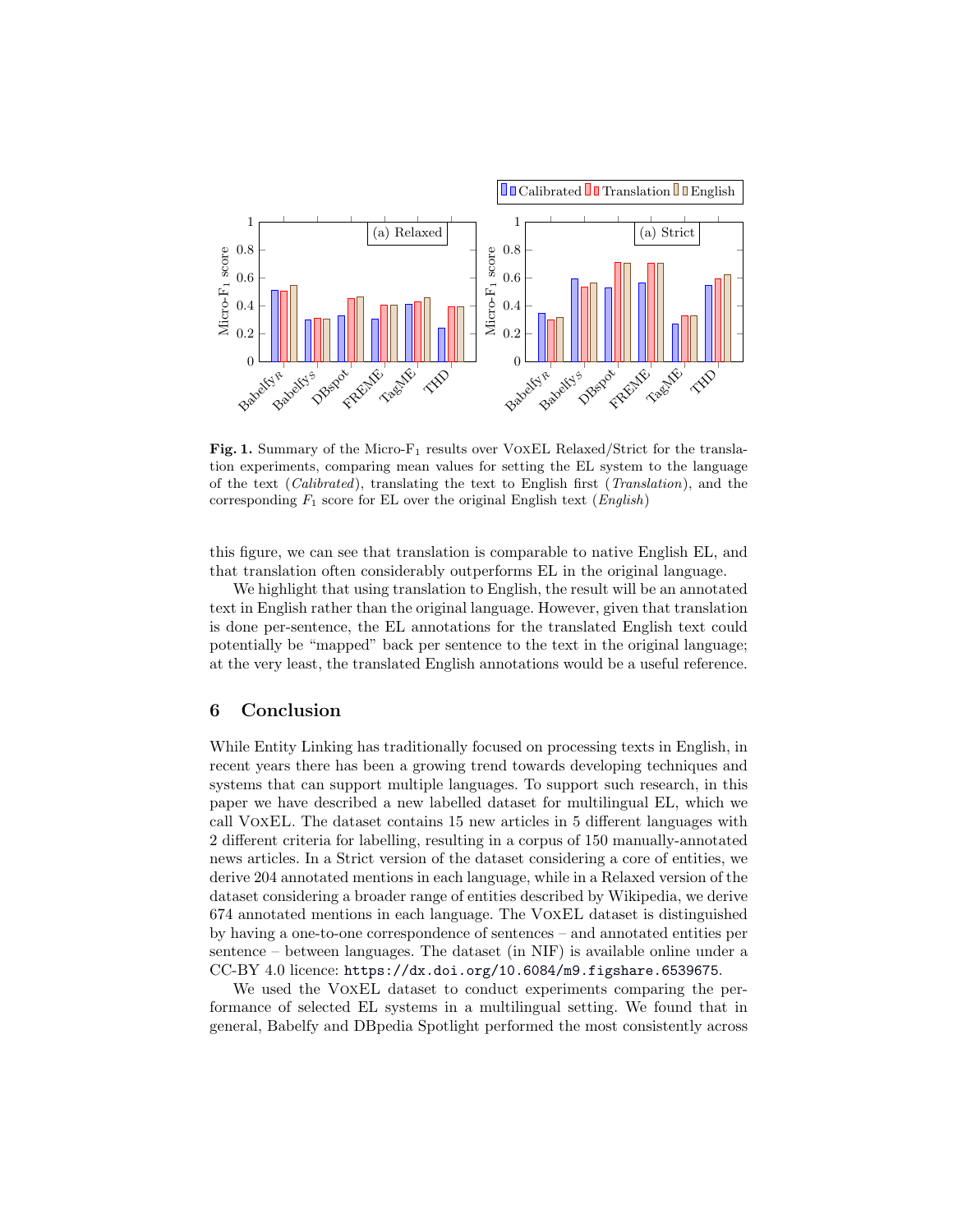**Fig. 1.** Summary of the Micro-$F_1$ results over VoxEL Relaxed/Strict for the translation experiments, comparing mean values for setting the EL system to the language of the text (*Calibrated*), translating the text to English first (*Translation*), and the corresponding $F_1$ score for EL over the original English text (*English*)

this figure, we can see that translation is comparable to native English EL, and that translation often considerably outperforms EL in the original language.

We highlight that using translation to English, the result will be an annotated text in English rather than the original language. However, given that translation is done per-sentence, the EL annotations for the translated English text could potentially be "mapped" back per sentence to the text in the original language; at the very least, the translated English annotations would be a useful reference.

## 6 Conclusion

While Entity Linking has traditionally focused on processing texts in English, in recent years there has been a growing trend towards developing techniques and systems that can support multiple languages. To support such research, in this paper we have described a new labelled dataset for multilingual EL, which we call VoxEL. The dataset contains 15 new articles in 5 different languages with 2 different criteria for labelling, resulting in a corpus of 150 manually-annotated news articles. In a Strict version of the dataset considering a core of entities, we derive 204 annotated mentions in each language, while in a Relaxed version of the dataset considering a broader range of entities described by Wikipedia, we derive 674 annotated mentions in each language. The VoxEL dataset is distinguished by having a one-to-one correspondence of sentences – and annotated entities per sentence – between languages. The dataset (in NIF) is available online under a CC-BY 4.0 licence: `https://dx.doi.org/10.6084/m9.figshare.6539675`.

We used the VoxEL dataset to conduct experiments comparing the performance of selected EL systems in a multilingual setting. We found that in general, Babelfy and DBpedia Spotlight performed the most consistently across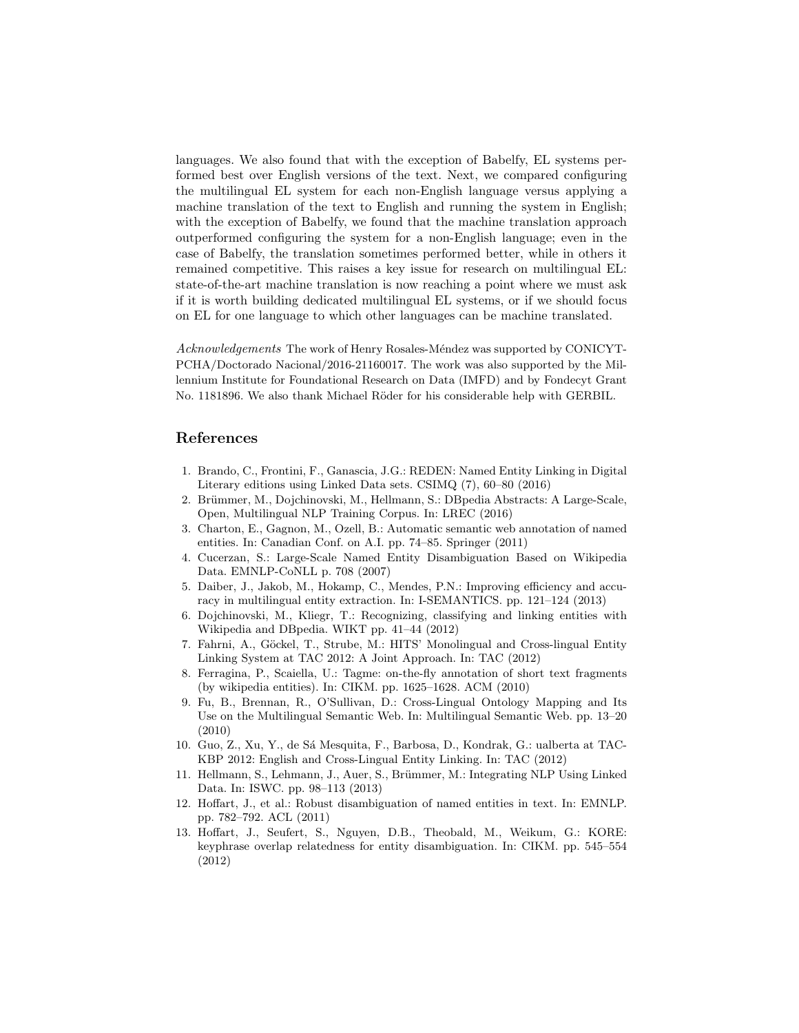languages. We also found that with the exception of Babelfy, EL systems performed best over English versions of the text. Next, we compared configuring the multilingual EL system for each non-English language versus applying a machine translation of the text to English and running the system in English; with the exception of Babelfy, we found that the machine translation approach outperformed configuring the system for a non-English language; even in the case of Babelfy, the translation sometimes performed better, while in others it remained competitive. This raises a key issue for research on multilingual EL: state-of-the-art machine translation is now reaching a point where we must ask if it is worth building dedicated multilingual EL systems, or if we should focus on EL for one language to which other languages can be machine translated.

*Acknowledgements* The work of Henry Rosales-Méndez was supported by CONICYT-PCHA/Doctorado Nacional/2016-21160017. The work was also supported by the Millennium Institute for Foundational Research on Data (IMFD) and by Fondecyt Grant No. 1181896. We also thank Michael Röder for his considerable help with GERBIL.

## References

1. Brando, C., Frontini, F., Ganascia, J.G.: REDEN: Named Entity Linking in Digital Literary editions using Linked Data sets. CSIMQ (7), 60–80 (2016)
2. Brümmer, M., Dojchinovski, M., Hellmann, S.: DBpedia Abstracts: A Large-Scale, Open, Multilingual NLP Training Corpus. In: LREC (2016)
3. Charton, E., Gagnon, M., Ozell, B.: Automatic semantic web annotation of named entities. In: Canadian Conf. on A.I. pp. 74–85. Springer (2011)
4. Cucerzan, S.: Large-Scale Named Entity Disambiguation Based on Wikipedia Data. EMNLP-CoNLL p. 708 (2007)
5. Daiber, J., Jakob, M., Hokamp, C., Mendes, P.N.: Improving efficiency and accuracy in multilingual entity extraction. In: I-SEMANTICS. pp. 121–124 (2013)
6. Dojchinovski, M., Kliegr, T.: Recognizing, classifying and linking entities with Wikipedia and DBpedia. WIKT pp. 41–44 (2012)
7. Fahrni, A., Göckel, T., Strube, M.: HITS' Monolingual and Cross-lingual Entity Linking System at TAC 2012: A Joint Approach. In: TAC (2012)
8. Ferragina, P., Scaiella, U.: Tagme: on-the-fly annotation of short text fragments (by wikipedia entities). In: CIKM. pp. 1625–1628. ACM (2010)
9. Fu, B., Brennan, R., O'Sullivan, D.: Cross-Lingual Ontology Mapping and Its Use on the Multilingual Semantic Web. In: Multilingual Semantic Web. pp. 13–20 (2010)
10. Guo, Z., Xu, Y., de Sá Mesquita, F., Barbosa, D., Kondrak, G.: ualberta at TAC-KBP 2012: English and Cross-Lingual Entity Linking. In: TAC (2012)
11. Hellmann, S., Lehmann, J., Auer, S., Brümmer, M.: Integrating NLP Using Linked Data. In: ISWC. pp. 98–113 (2013)
12. Hoffart, J., et al.: Robust disambiguation of named entities in text. In: EMNLP. pp. 782–792. ACL (2011)
13. Hoffart, J., Seufert, S., Nguyen, D.B., Theobald, M., Weikum, G.: KORE: keyphrase overlap relatedness for entity disambiguation. In: CIKM. pp. 545–554 (2012)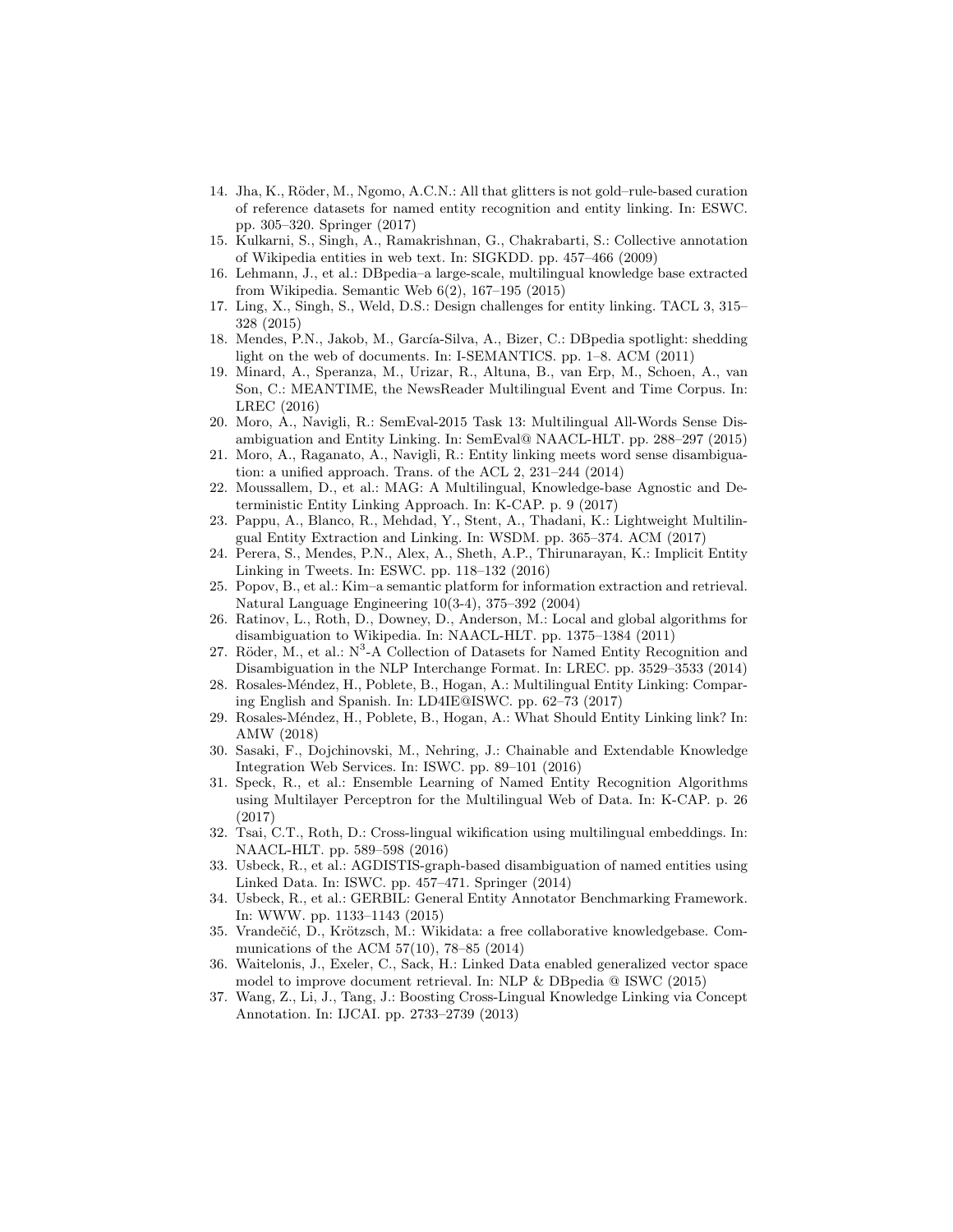14. Jha, K., Röder, M., Ngomo, A.C.N.: All that glitters is not gold–rule-based curation of reference datasets for named entity recognition and entity linking. In: ESWC. pp. 305–320. Springer (2017)
15. Kulkarni, S., Singh, A., Ramakrishnan, G., Chakrabarti, S.: Collective annotation of Wikipedia entities in web text. In: SIGKDD. pp. 457–466 (2009)
16. Lehmann, J., et al.: DBpedia–a large-scale, multilingual knowledge base extracted from Wikipedia. Semantic Web 6(2), 167–195 (2015)
17. Ling, X., Singh, S., Weld, D.S.: Design challenges for entity linking. TACL 3, 315–328 (2015)
18. Mendes, P.N., Jakob, M., García-Silva, A., Bizer, C.: DBpedia spotlight: shedding light on the web of documents. In: I-SEMANTICS. pp. 1–8. ACM (2011)
19. Minard, A., Speranza, M., Urizar, R., Altuna, B., van Erp, M., Schoen, A., van Son, C.: MEANTIME, the NewsReader Multilingual Event and Time Corpus. In: LREC (2016)
20. Moro, A., Navigli, R.: SemEval-2015 Task 13: Multilingual All-Words Sense Disambiguation and Entity Linking. In: SemEval@ NAACL-HLT. pp. 288–297 (2015)
21. Moro, A., Raganato, A., Navigli, R.: Entity linking meets word sense disambiguation: a unified approach. Trans. of the ACL 2, 231–244 (2014)
22. Moussallem, D., et al.: MAG: A Multilingual, Knowledge-base Agnostic and Deterministic Entity Linking Approach. In: K-CAP. p. 9 (2017)
23. Pappu, A., Blanco, R., Mehdad, Y., Stent, A., Thadani, K.: Lightweight Multilingual Entity Extraction and Linking. In: WSDM. pp. 365–374. ACM (2017)
24. Perera, S., Mendes, P.N., Alex, A., Sheth, A.P., Thirunarayan, K.: Implicit Entity Linking in Tweets. In: ESWC. pp. 118–132 (2016)
25. Popov, B., et al.: Kim–a semantic platform for information extraction and retrieval. Natural Language Engineering 10(3-4), 375–392 (2004)
26. Ratinov, L., Roth, D., Downey, D., Anderson, M.: Local and global algorithms for disambiguation to Wikipedia. In: NAACL-HLT. pp. 1375–1384 (2011)
27. Röder, M., et al.: $N^3$-A Collection of Datasets for Named Entity Recognition and Disambiguation in the NLP Interchange Format. In: LREC. pp. 3529–3533 (2014)
28. Rosales-Méndez, H., Poblete, B., Hogan, A.: Multilingual Entity Linking: Comparing English and Spanish. In: LD4IE@ISWC. pp. 62–73 (2017)
29. Rosales-Méndez, H., Poblete, B., Hogan, A.: What Should Entity Linking link? In: AMW (2018)
30. Sasaki, F., Dojchinovski, M., Nehring, J.: Chainable and Extendable Knowledge Integration Web Services. In: ISWC. pp. 89–101 (2016)
31. Speck, R., et al.: Ensemble Learning of Named Entity Recognition Algorithms using Multilayer Perceptron for the Multilingual Web of Data. In: K-CAP. p. 26 (2017)
32. Tsai, C.T., Roth, D.: Cross-lingual wikification using multilingual embeddings. In: NAACL-HLT. pp. 589–598 (2016)
33. Usbeck, R., et al.: AGDISTIS-graph-based disambiguation of named entities using Linked Data. In: ISWC. pp. 457–471. Springer (2014)
34. Usbeck, R., et al.: GERBIL: General Entity Annotator Benchmarking Framework. In: WWW. pp. 1133–1143 (2015)
35. Vrandečić, D., Krötzsch, M.: Wikidata: a free collaborative knowledgebase. Communications of the ACM 57(10), 78–85 (2014)
36. Waitelonis, J., Exeler, C., Sack, H.: Linked Data enabled generalized vector space model to improve document retrieval. In: NLP & DBpedia @ ISWC (2015)
37. Wang, Z., Li, J., Tang, J.: Boosting Cross-Lingual Knowledge Linking via Concept Annotation. In: IJCAI. pp. 2733–2739 (2013)